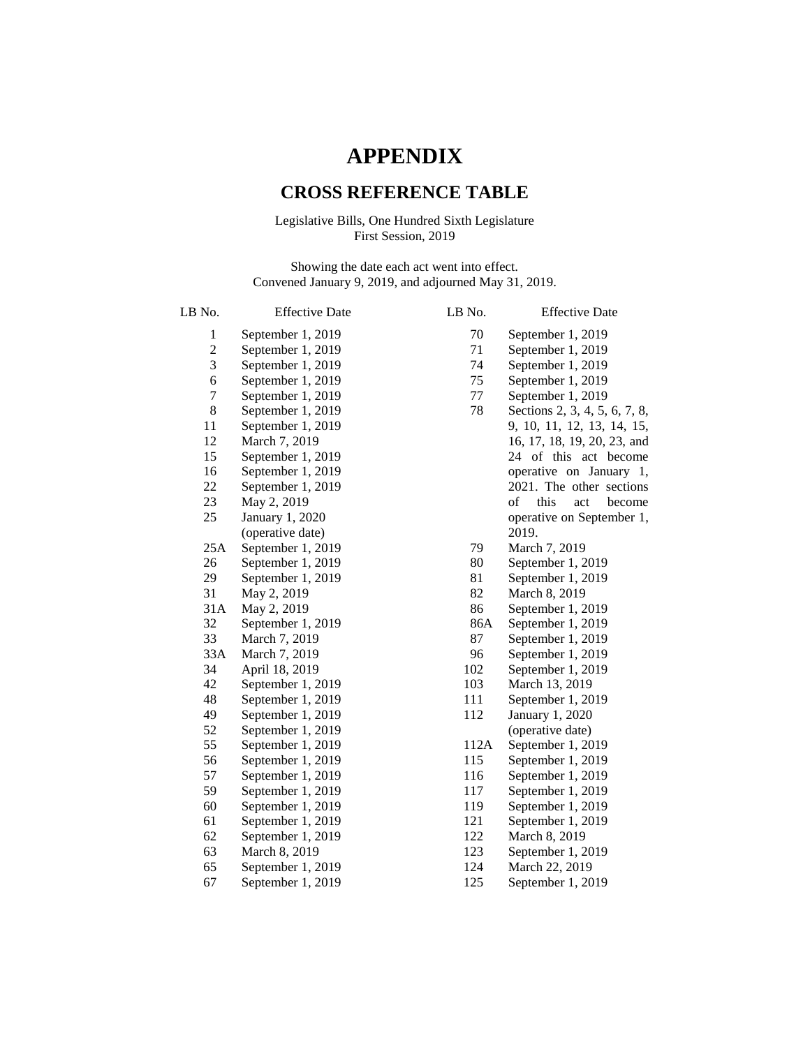# APPENDIX

## CROSS REFERENCE TABLE

Legislative Bills, One Hundred Sixth Legislature
First Session, 2019

Showing the date each act went into effect.
Convened January 9, 2019, and adjourned May 31, 2019.

| LB No. | Effective Date |
|---|---|
| 1 | September 1, 2019 |
| 2 | September 1, 2019 |
| 3 | September 1, 2019 |
| 6 | September 1, 2019 |
| 7 | September 1, 2019 |
| 8 | September 1, 2019 |
| 11 | September 1, 2019 |
| 12 | March 7, 2019 |
| 15 | September 1, 2019 |
| 16 | September 1, 2019 |
| 22 | September 1, 2019 |
| 23 | May 2, 2019 |
| 25 | January 1, 2020 (operative date) |
| 25A | September 1, 2019 |
| 26 | September 1, 2019 |
| 29 | September 1, 2019 |
| 31 | May 2, 2019 |
| 31A | May 2, 2019 |
| 32 | September 1, 2019 |
| 33 | March 7, 2019 |
| 33A | March 7, 2019 |
| 34 | April 18, 2019 |
| 42 | September 1, 2019 |
| 48 | September 1, 2019 |
| 49 | September 1, 2019 |
| 52 | September 1, 2019 |
| 55 | September 1, 2019 |
| 56 | September 1, 2019 |
| 57 | September 1, 2019 |
| 59 | September 1, 2019 |
| 60 | September 1, 2019 |
| 61 | September 1, 2019 |
| 62 | September 1, 2019 |
| 63 | March 8, 2019 |
| 65 | September 1, 2019 |
| 67 | September 1, 2019 |
| 70 | September 1, 2019 |
| 71 | September 1, 2019 |
| 74 | September 1, 2019 |
| 75 | September 1, 2019 |
| 77 | September 1, 2019 |
| 78 | Sections 2, 3, 4, 5, 6, 7, 8, 9, 10, 11, 12, 13, 14, 15, 16, 17, 18, 19, 20, 23, and 24 of this act become operative on January 1, 2021. The other sections of this act become operative on September 1, 2019. |
| 79 | March 7, 2019 |
| 80 | September 1, 2019 |
| 81 | September 1, 2019 |
| 82 | March 8, 2019 |
| 86 | September 1, 2019 |
| 86A | September 1, 2019 |
| 87 | September 1, 2019 |
| 96 | September 1, 2019 |
| 102 | September 1, 2019 |
| 103 | March 13, 2019 |
| 111 | September 1, 2019 |
| 112 | January 1, 2020 (operative date) |
| 112A | September 1, 2019 |
| 115 | September 1, 2019 |
| 116 | September 1, 2019 |
| 117 | September 1, 2019 |
| 119 | September 1, 2019 |
| 121 | September 1, 2019 |
| 122 | March 8, 2019 |
| 123 | September 1, 2019 |
| 124 | March 22, 2019 |
| 125 | September 1, 2019 |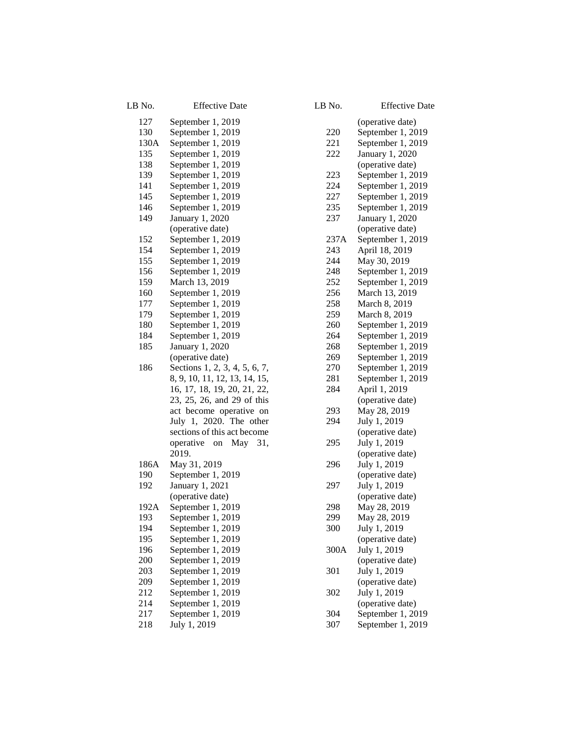| LB No. | Effective Date |
| --- | --- |
| 127 | September 1, 2019 |
| 130 | September 1, 2019 |
| 130A | September 1, 2019 |
| 135 | September 1, 2019 |
| 138 | September 1, 2019 |
| 139 | September 1, 2019 |
| 141 | September 1, 2019 |
| 145 | September 1, 2019 |
| 146 | September 1, 2019 |
| 149 | January 1, 2020 (operative date) |
| 152 | September 1, 2019 |
| 154 | September 1, 2019 |
| 155 | September 1, 2019 |
| 156 | September 1, 2019 |
| 159 | March 13, 2019 |
| 160 | September 1, 2019 |
| 177 | September 1, 2019 |
| 179 | September 1, 2019 |
| 180 | September 1, 2019 |
| 184 | September 1, 2019 |
| 185 | January 1, 2020 (operative date) |
| 186 | Sections 1, 2, 3, 4, 5, 6, 7, 8, 9, 10, 11, 12, 13, 14, 15, 16, 17, 18, 19, 20, 21, 22, 23, 25, 26, and 29 of this act become operative on July 1, 2020. The other sections of this act become operative on May 31, 2019. |
| 186A | May 31, 2019 |
| 190 | September 1, 2019 |
| 192 | January 1, 2021 (operative date) |
| 192A | September 1, 2019 |
| 193 | September 1, 2019 |
| 194 | September 1, 2019 |
| 195 | September 1, 2019 |
| 196 | September 1, 2019 |
| 200 | September 1, 2019 |
| 203 | September 1, 2019 |
| 209 | September 1, 2019 |
| 212 | September 1, 2019 |
| 214 | September 1, 2019 |
| 217 | September 1, 2019 |
| 218 | July 1, 2019 (operative date) |
| 220 | September 1, 2019 |
| 221 | September 1, 2019 |
| 222 | January 1, 2020 (operative date) |
| 223 | September 1, 2019 |
| 224 | September 1, 2019 |
| 227 | September 1, 2019 |
| 235 | September 1, 2019 |
| 237 | January 1, 2020 (operative date) |
| 237A | September 1, 2019 |
| 243 | April 18, 2019 |
| 244 | May 30, 2019 |
| 248 | September 1, 2019 |
| 252 | September 1, 2019 |
| 256 | March 13, 2019 |
| 258 | March 8, 2019 |
| 259 | March 8, 2019 |
| 260 | September 1, 2019 |
| 264 | September 1, 2019 |
| 268 | September 1, 2019 |
| 269 | September 1, 2019 |
| 270 | September 1, 2019 |
| 281 | September 1, 2019 |
| 284 | April 1, 2019 (operative date) |
| 293 | May 28, 2019 |
| 294 | July 1, 2019 (operative date) |
| 295 | July 1, 2019 (operative date) |
| 296 | July 1, 2019 (operative date) |
| 297 | July 1, 2019 (operative date) |
| 298 | May 28, 2019 |
| 299 | May 28, 2019 |
| 300 | July 1, 2019 (operative date) |
| 300A | July 1, 2019 (operative date) |
| 301 | July 1, 2019 (operative date) |
| 302 | July 1, 2019 (operative date) |
| 304 | September 1, 2019 |
| 307 | September 1, 2019 |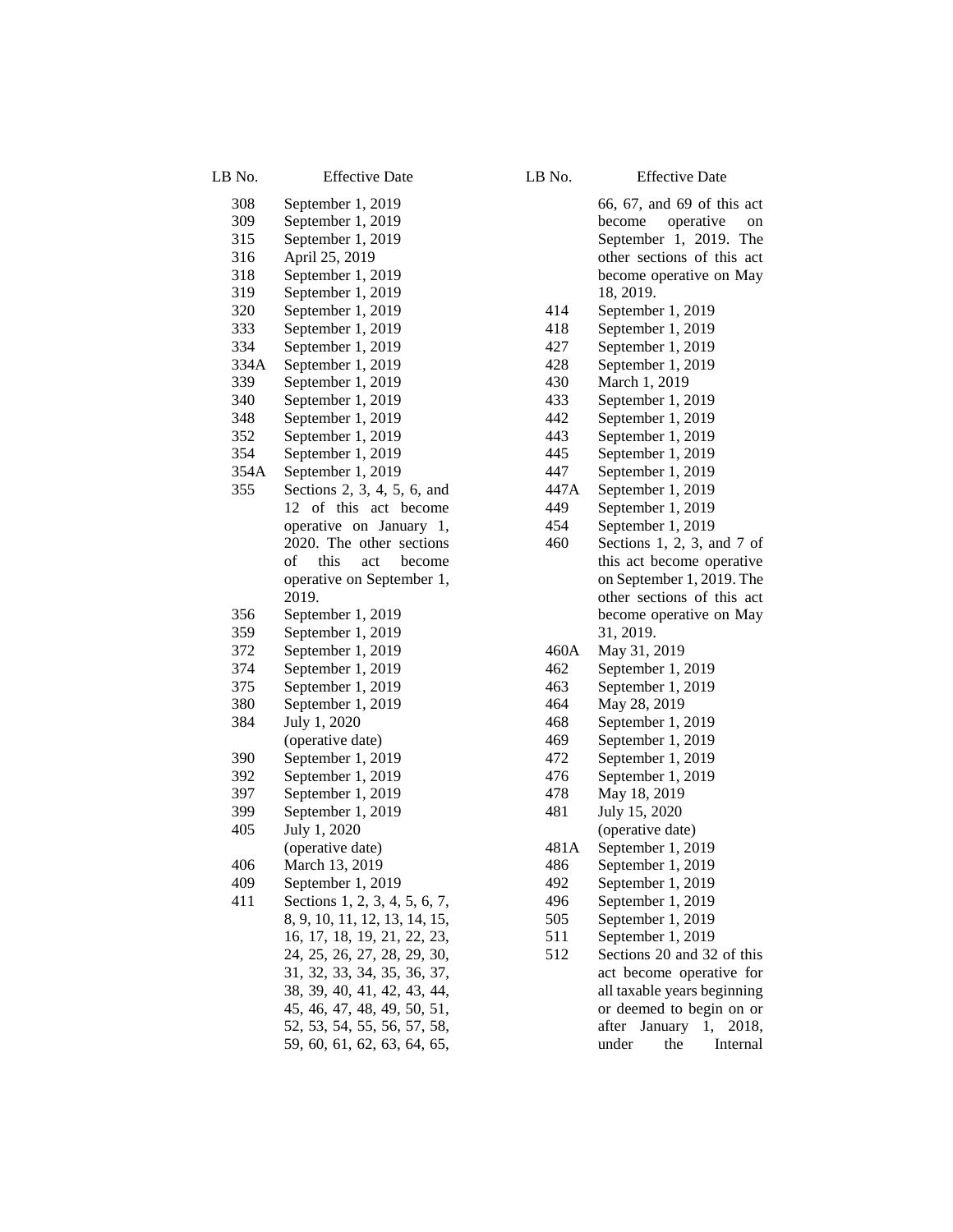| LB No. | Effective Date |
|---|---|
| 308 | September 1, 2019 |
| 309 | September 1, 2019 |
| 315 | September 1, 2019 |
| 316 | April 25, 2019 |
| 318 | September 1, 2019 |
| 319 | September 1, 2019 |
| 320 | September 1, 2019 |
| 333 | September 1, 2019 |
| 334 | September 1, 2019 |
| 334A | September 1, 2019 |
| 339 | September 1, 2019 |
| 340 | September 1, 2019 |
| 348 | September 1, 2019 |
| 352 | September 1, 2019 |
| 354 | September 1, 2019 |
| 354A | September 1, 2019 |
| 355 | Sections 2, 3, 4, 5, 6, and 12 of this act become operative on January 1, 2020. The other sections of this act become operative on September 1, 2019. |
| 356 | September 1, 2019 |
| 359 | September 1, 2019 |
| 372 | September 1, 2019 |
| 374 | September 1, 2019 |
| 375 | September 1, 2019 |
| 380 | September 1, 2019 |
| 384 | July 1, 2020 (operative date) |
| 390 | September 1, 2019 |
| 392 | September 1, 2019 |
| 397 | September 1, 2019 |
| 399 | September 1, 2019 |
| 405 | July 1, 2020 (operative date) |
| 406 | March 13, 2019 |
| 409 | September 1, 2019 |
| 411 | Sections 1, 2, 3, 4, 5, 6, 7, 8, 9, 10, 11, 12, 13, 14, 15, 16, 17, 18, 19, 21, 22, 23, 24, 25, 26, 27, 28, 29, 30, 31, 32, 33, 34, 35, 36, 37, 38, 39, 40, 41, 42, 43, 44, 45, 46, 47, 48, 49, 50, 51, 52, 53, 54, 55, 56, 57, 58, 59, 60, 61, 62, 63, 64, 65, 66, 67, and 69 of this act become operative on September 1, 2019. The other sections of this act become operative on May 18, 2019. |
| 414 | September 1, 2019 |
| 418 | September 1, 2019 |
| 427 | September 1, 2019 |
| 428 | September 1, 2019 |
| 430 | March 1, 2019 |
| 433 | September 1, 2019 |
| 442 | September 1, 2019 |
| 443 | September 1, 2019 |
| 445 | September 1, 2019 |
| 447 | September 1, 2019 |
| 447A | September 1, 2019 |
| 449 | September 1, 2019 |
| 454 | September 1, 2019 |
| 460 | Sections 1, 2, 3, and 7 of this act become operative on September 1, 2019. The other sections of this act become operative on May 31, 2019. |
| 460A | May 31, 2019 |
| 462 | September 1, 2019 |
| 463 | September 1, 2019 |
| 464 | May 28, 2019 |
| 468 | September 1, 2019 |
| 469 | September 1, 2019 |
| 472 | September 1, 2019 |
| 476 | September 1, 2019 |
| 478 | May 18, 2019 |
| 481 | July 15, 2020 (operative date) |
| 481A | September 1, 2019 |
| 486 | September 1, 2019 |
| 492 | September 1, 2019 |
| 496 | September 1, 2019 |
| 505 | September 1, 2019 |
| 511 | September 1, 2019 |
| 512 | Sections 20 and 32 of this act become operative for all taxable years beginning or deemed to begin on or after January 1, 2018, under the Internal |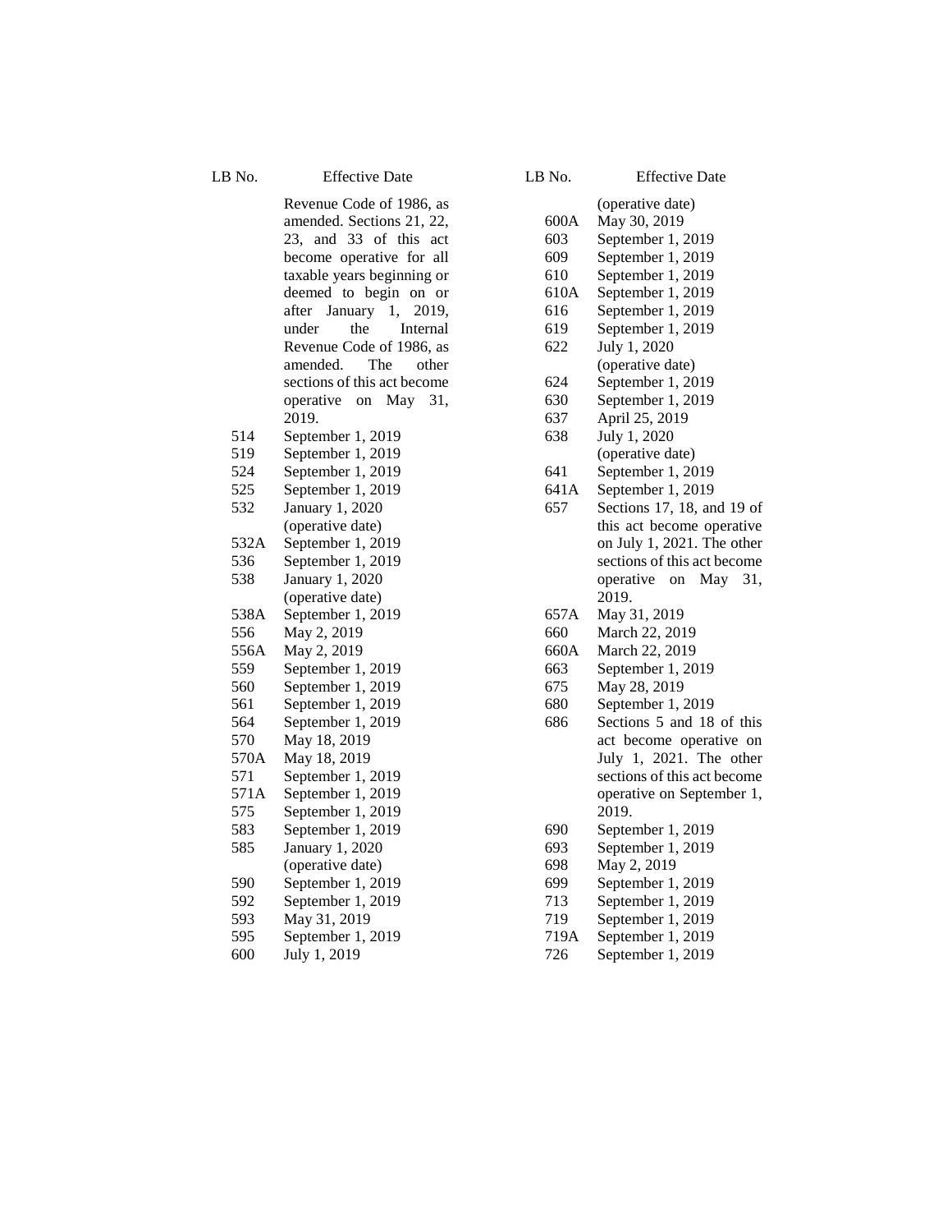| LB No. | Effective Date |
|---|---|
| | Revenue Code of 1986, as amended. Sections 21, 22, 23, and 33 of this act become operative for all taxable years beginning or deemed to begin on or after January 1, 2019, under the Internal Revenue Code of 1986, as amended. The other sections of this act become operative on May 31, 2019. |
| 514 | September 1, 2019 |
| 519 | September 1, 2019 |
| 524 | September 1, 2019 |
| 525 | September 1, 2019 |
| 532 | January 1, 2020 (operative date) |
| 532A | September 1, 2019 |
| 536 | September 1, 2019 |
| 538 | January 1, 2020 (operative date) |
| 538A | September 1, 2019 |
| 556 | May 2, 2019 |
| 556A | May 2, 2019 |
| 559 | September 1, 2019 |
| 560 | September 1, 2019 |
| 561 | September 1, 2019 |
| 564 | September 1, 2019 |
| 570 | May 18, 2019 |
| 570A | May 18, 2019 |
| 571 | September 1, 2019 |
| 571A | September 1, 2019 |
| 575 | September 1, 2019 |
| 583 | September 1, 2019 |
| 585 | January 1, 2020 (operative date) |
| 590 | September 1, 2019 |
| 592 | September 1, 2019 |
| 593 | May 31, 2019 |
| 595 | September 1, 2019 |
| 600 | July 1, 2019 (operative date) |
| 600A | May 30, 2019 |
| 603 | September 1, 2019 |
| 609 | September 1, 2019 |
| 610 | September 1, 2019 |
| 610A | September 1, 2019 |
| 616 | September 1, 2019 |
| 619 | September 1, 2019 |
| 622 | July 1, 2020 (operative date) |
| 624 | September 1, 2019 |
| 630 | September 1, 2019 |
| 637 | April 25, 2019 |
| 638 | July 1, 2020 (operative date) |
| 641 | September 1, 2019 |
| 641A | September 1, 2019 |
| 657 | Sections 17, 18, and 19 of this act become operative on July 1, 2021. The other sections of this act become operative on May 31, 2019. |
| 657A | May 31, 2019 |
| 660 | March 22, 2019 |
| 660A | March 22, 2019 |
| 663 | September 1, 2019 |
| 675 | May 28, 2019 |
| 680 | September 1, 2019 |
| 686 | Sections 5 and 18 of this act become operative on July 1, 2021. The other sections of this act become operative on September 1, 2019. |
| 690 | September 1, 2019 |
| 693 | September 1, 2019 |
| 698 | May 2, 2019 |
| 699 | September 1, 2019 |
| 713 | September 1, 2019 |
| 719 | September 1, 2019 |
| 719A | September 1, 2019 |
| 726 | September 1, 2019 |